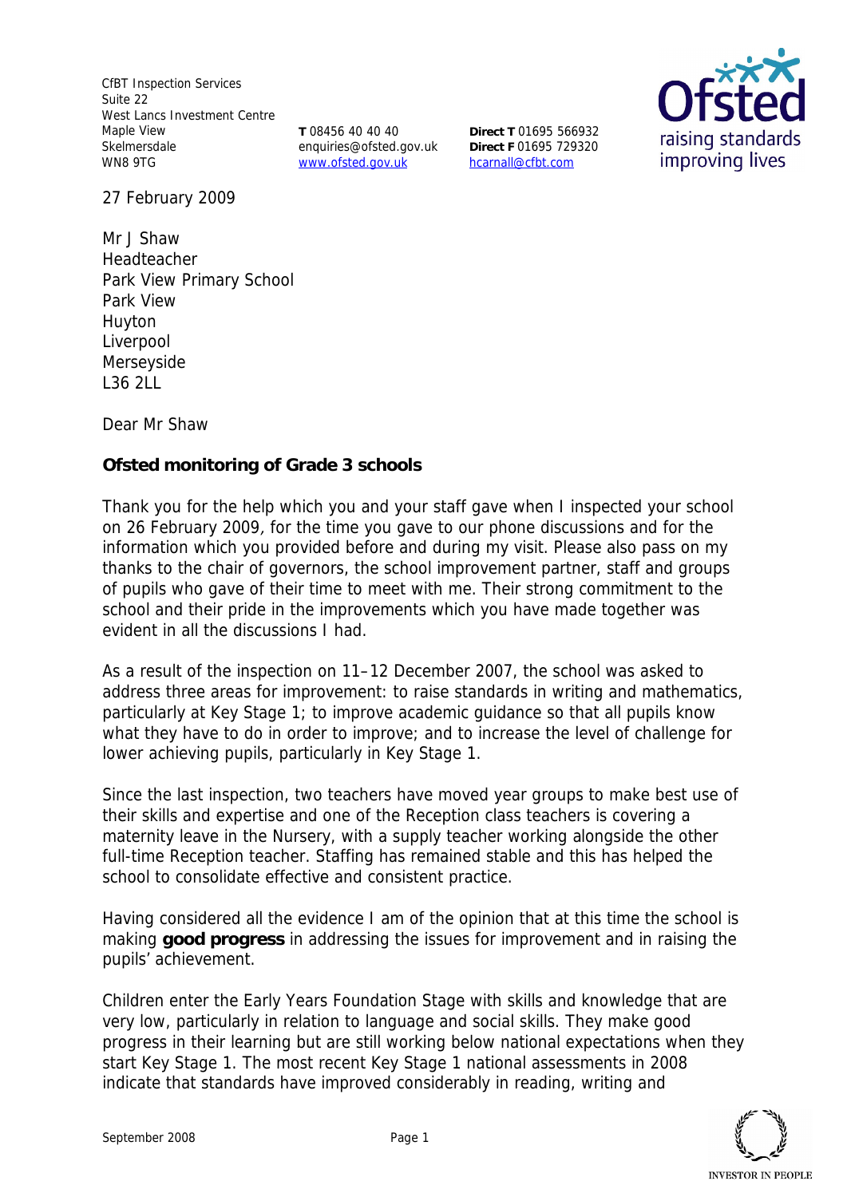CfBT Inspection Services
Suite 22
West Lancs Investment Centre
Maple View
Skelmersdale
WN8 9TG

**T** 08456 40 40 40
enquiries@ofsted.gov.uk
www.ofsted.gov.uk

**Direct T** 01695 566932
**Direct F** 01695 729320
hcarnall@cfbt.com

27 February 2009

Mr J Shaw
Headteacher
Park View Primary School
Park View
Huyton
Liverpool
Merseyside
L36 2LL

Dear Mr Shaw

**Ofsted monitoring of Grade 3 schools**

Thank you for the help which you and your staff gave when I inspected your school on 26 February 2009, for the time you gave to our phone discussions and for the information which you provided before and during my visit. Please also pass on my thanks to the chair of governors, the school improvement partner, staff and groups of pupils who gave of their time to meet with me. Their strong commitment to the school and their pride in the improvements which you have made together was evident in all the discussions I had.

As a result of the inspection on 11–12 December 2007, the school was asked to address three areas for improvement: to raise standards in writing and mathematics, particularly at Key Stage 1; to improve academic guidance so that all pupils know what they have to do in order to improve; and to increase the level of challenge for lower achieving pupils, particularly in Key Stage 1.

Since the last inspection, two teachers have moved year groups to make best use of their skills and expertise and one of the Reception class teachers is covering a maternity leave in the Nursery, with a supply teacher working alongside the other full-time Reception teacher. Staffing has remained stable and this has helped the school to consolidate effective and consistent practice.

Having considered all the evidence I am of the opinion that at this time the school is making **good progress** in addressing the issues for improvement and in raising the pupils' achievement.

Children enter the Early Years Foundation Stage with skills and knowledge that are very low, particularly in relation to language and social skills. They make good progress in their learning but are still working below national expectations when they start Key Stage 1. The most recent Key Stage 1 national assessments in 2008 indicate that standards have improved considerably in reading, writing and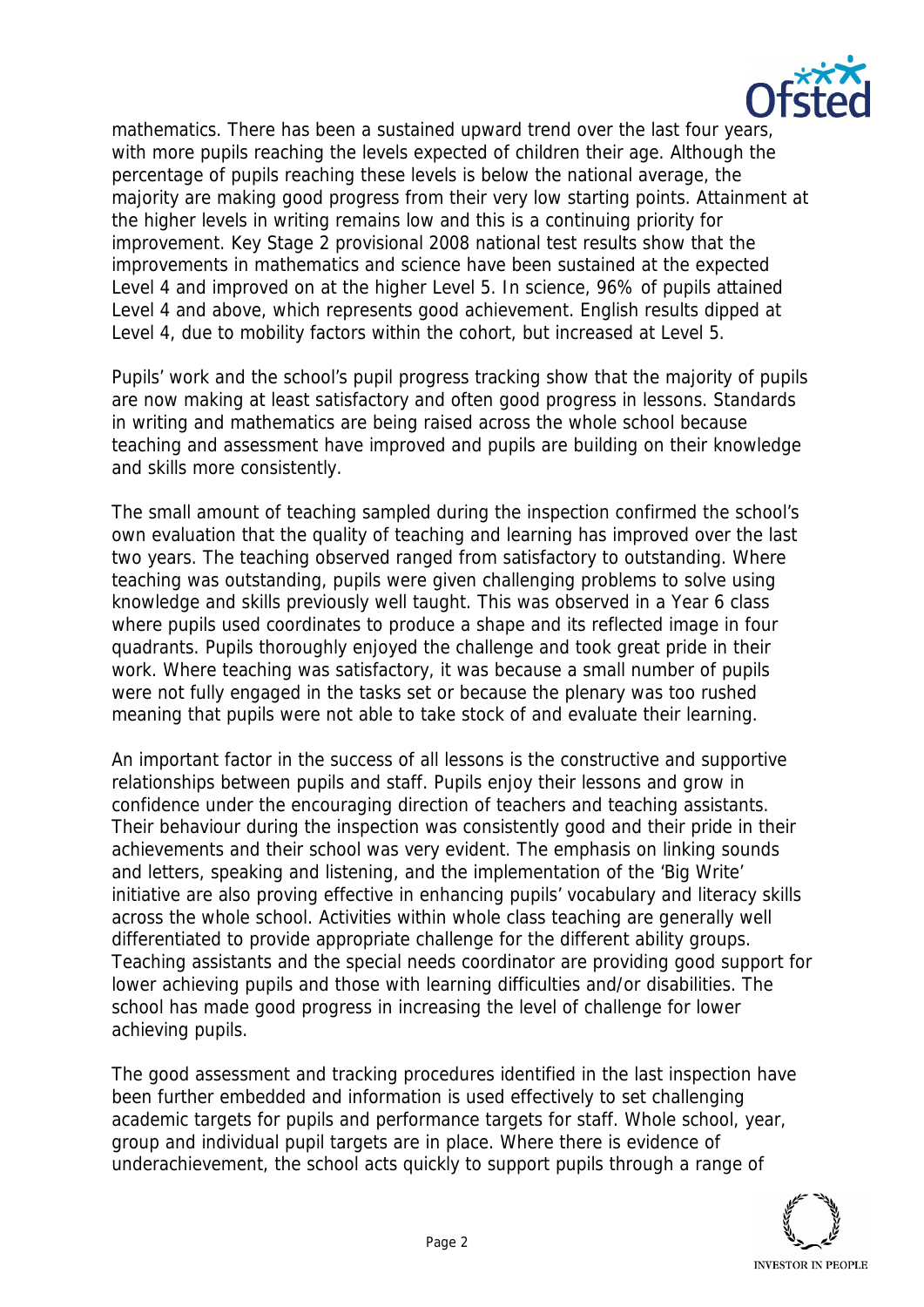mathematics. There has been a sustained upward trend over the last four years, with more pupils reaching the levels expected of children their age. Although the percentage of pupils reaching these levels is below the national average, the majority are making good progress from their very low starting points. Attainment at the higher levels in writing remains low and this is a continuing priority for improvement. Key Stage 2 provisional 2008 national test results show that the improvements in mathematics and science have been sustained at the expected Level 4 and improved on at the higher Level 5. In science, 96% of pupils attained Level 4 and above, which represents good achievement. English results dipped at Level 4, due to mobility factors within the cohort, but increased at Level 5.

Pupils' work and the school's pupil progress tracking show that the majority of pupils are now making at least satisfactory and often good progress in lessons. Standards in writing and mathematics are being raised across the whole school because teaching and assessment have improved and pupils are building on their knowledge and skills more consistently.

The small amount of teaching sampled during the inspection confirmed the school's own evaluation that the quality of teaching and learning has improved over the last two years. The teaching observed ranged from satisfactory to outstanding. Where teaching was outstanding, pupils were given challenging problems to solve using knowledge and skills previously well taught. This was observed in a Year 6 class where pupils used coordinates to produce a shape and its reflected image in four quadrants. Pupils thoroughly enjoyed the challenge and took great pride in their work. Where teaching was satisfactory, it was because a small number of pupils were not fully engaged in the tasks set or because the plenary was too rushed meaning that pupils were not able to take stock of and evaluate their learning.

An important factor in the success of all lessons is the constructive and supportive relationships between pupils and staff. Pupils enjoy their lessons and grow in confidence under the encouraging direction of teachers and teaching assistants. Their behaviour during the inspection was consistently good and their pride in their achievements and their school was very evident. The emphasis on linking sounds and letters, speaking and listening, and the implementation of the 'Big Write' initiative are also proving effective in enhancing pupils' vocabulary and literacy skills across the whole school. Activities within whole class teaching are generally well differentiated to provide appropriate challenge for the different ability groups. Teaching assistants and the special needs coordinator are providing good support for lower achieving pupils and those with learning difficulties and/or disabilities. The school has made good progress in increasing the level of challenge for lower achieving pupils.

The good assessment and tracking procedures identified in the last inspection have been further embedded and information is used effectively to set challenging academic targets for pupils and performance targets for staff. Whole school, year, group and individual pupil targets are in place. Where there is evidence of underachievement, the school acts quickly to support pupils through a range of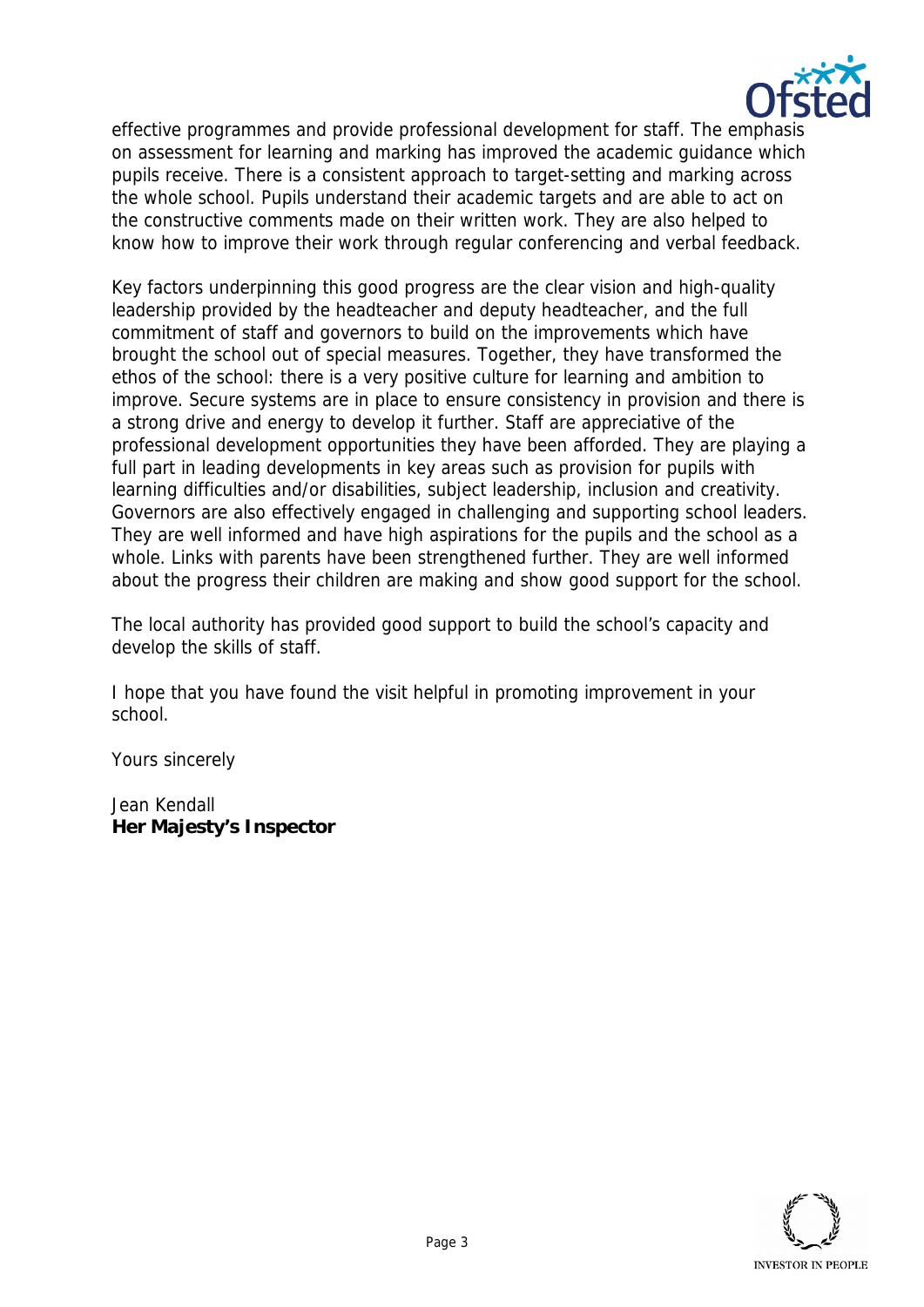effective programmes and provide professional development for staff. The emphasis on assessment for learning and marking has improved the academic guidance which pupils receive. There is a consistent approach to target-setting and marking across the whole school. Pupils understand their academic targets and are able to act on the constructive comments made on their written work. They are also helped to know how to improve their work through regular conferencing and verbal feedback.

Key factors underpinning this good progress are the clear vision and high-quality leadership provided by the headteacher and deputy headteacher, and the full commitment of staff and governors to build on the improvements which have brought the school out of special measures. Together, they have transformed the ethos of the school: there is a very positive culture for learning and ambition to improve. Secure systems are in place to ensure consistency in provision and there is a strong drive and energy to develop it further. Staff are appreciative of the professional development opportunities they have been afforded. They are playing a full part in leading developments in key areas such as provision for pupils with learning difficulties and/or disabilities, subject leadership, inclusion and creativity. Governors are also effectively engaged in challenging and supporting school leaders. They are well informed and have high aspirations for the pupils and the school as a whole. Links with parents have been strengthened further. They are well informed about the progress their children are making and show good support for the school.

The local authority has provided good support to build the school's capacity and develop the skills of staff.

I hope that you have found the visit helpful in promoting improvement in your school.

Yours sincerely

Jean Kendall
**Her Majesty's Inspector**